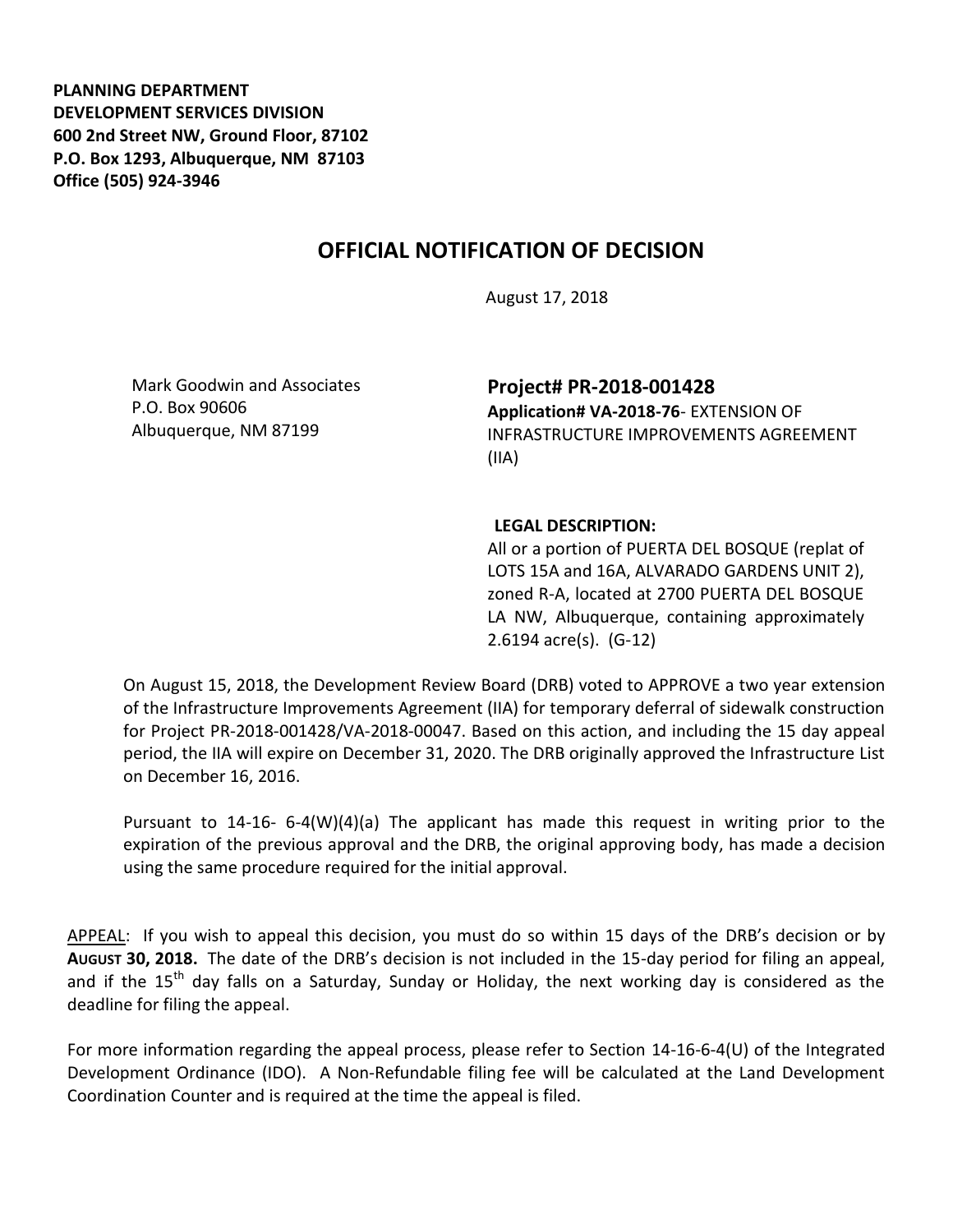**PLANNING DEPARTMENT**
**DEVELOPMENT SERVICES DIVISION**
**600 2nd Street NW, Ground Floor, 87102**
**P.O. Box 1293, Albuquerque, NM 87103**
**Office (505) 924-3946**

# OFFICIAL NOTIFICATION OF DECISION

August 17, 2018

Mark Goodwin and Associates
P.O. Box 90606
Albuquerque, NM 87199

## Project# PR-2018-001428

**Application# VA-2018-76**- EXTENSION OF INFRASTRUCTURE IMPROVEMENTS AGREEMENT (IIA)

**LEGAL DESCRIPTION:**
All or a portion of PUERTA DEL BOSQUE (replat of LOTS 15A and 16A, ALVARADO GARDENS UNIT 2), zoned R-A, located at 2700 PUERTA DEL BOSQUE LA NW, Albuquerque, containing approximately 2.6194 acre(s). (G-12)

On August 15, 2018, the Development Review Board (DRB) voted to APPROVE a two year extension of the Infrastructure Improvements Agreement (IIA) for temporary deferral of sidewalk construction for Project PR-2018-001428/VA-2018-00047. Based on this action, and including the 15 day appeal period, the IIA will expire on December 31, 2020. The DRB originally approved the Infrastructure List on December 16, 2016.

Pursuant to 14-16- 6-4(W)(4)(a) The applicant has made this request in writing prior to the expiration of the previous approval and the DRB, the original approving body, has made a decision using the same procedure required for the initial approval.

APPEAL: If you wish to appeal this decision, you must do so within 15 days of the DRB's decision or by **AUGUST 30, 2018.** The date of the DRB's decision is not included in the 15-day period for filing an appeal, and if the 15th day falls on a Saturday, Sunday or Holiday, the next working day is considered as the deadline for filing the appeal.

For more information regarding the appeal process, please refer to Section 14-16-6-4(U) of the Integrated Development Ordinance (IDO). A Non-Refundable filing fee will be calculated at the Land Development Coordination Counter and is required at the time the appeal is filed.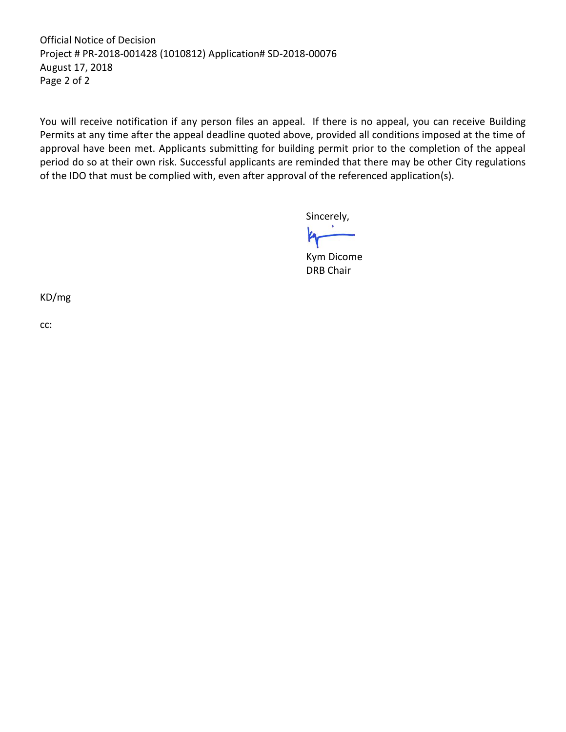You will receive notification if any person files an appeal. If there is no appeal, you can receive Building Permits at any time after the appeal deadline quoted above, provided all conditions imposed at the time of approval have been met. Applicants submitting for building permit prior to the completion of the appeal period do so at their own risk. Successful applicants are reminded that there may be other City regulations of the IDO that must be complied with, even after approval of the referenced application(s).

Sincerely,

Kym Dicome
DRB Chair

KD/mg

cc: